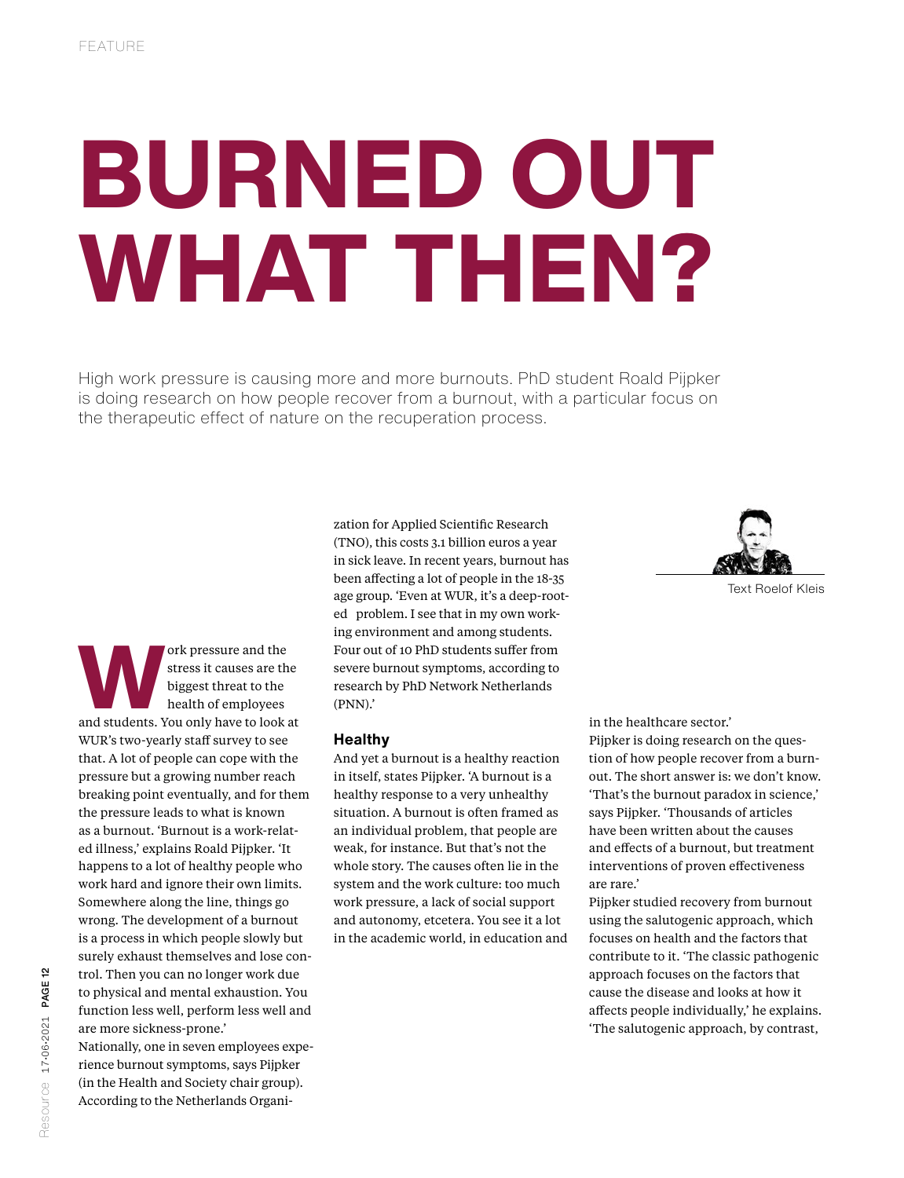FEATURE

# BURNED OUT WHAT THEN?

High work pressure is causing more and more burnouts. PhD student Roald Pijpker is doing research on how people recover from a burnout, with a particular focus on the therapeutic effect of nature on the recuperation process.

Text Roelof Kleis

Work pressure and the stress it causes are the biggest threat to the health of employees and students. You only have to look at WUR's two-yearly staff survey to see that. A lot of people can cope with the pressure but a growing number reach breaking point eventually, and for them the pressure leads to what is known as a burnout. 'Burnout is a work-related illness,' explains Roald Pijpker. 'It happens to a lot of healthy people who work hard and ignore their own limits. Somewhere along the line, things go wrong. The development of a burnout is a process in which people slowly but surely exhaust themselves and lose control. Then you can no longer work due to physical and mental exhaustion. You function less well, perform less well and are more sickness-prone.'

Nationally, one in seven employees experience burnout symptoms, says Pijpker (in the Health and Society chair group). According to the Netherlands Organization for Applied Scientific Research (TNO), this costs 3.1 billion euros a year in sick leave. In recent years, burnout has been affecting a lot of people in the 18-35 age group. 'Even at WUR, it's a deep-rooted problem. I see that in my own working environment and among students. Four out of 10 PhD students suffer from severe burnout symptoms, according to research by PhD Network Netherlands (PNN).'

### Healthy

And yet a burnout is a healthy reaction in itself, states Pijpker. 'A burnout is a healthy response to a very unhealthy situation. A burnout is often framed as an individual problem, that people are weak, for instance. But that's not the whole story. The causes often lie in the system and the work culture: too much work pressure, a lack of social support and autonomy, etcetera. You see it a lot in the academic world, in education and in the healthcare sector.'

Pijpker is doing research on the question of how people recover from a burnout. The short answer is: we don't know. 'That's the burnout paradox in science,' says Pijpker. 'Thousands of articles have been written about the causes and effects of a burnout, but treatment interventions of proven effectiveness are rare.'

Pijpker studied recovery from burnout using the salutogenic approach, which focuses on health and the factors that contribute to it. 'The classic pathogenic approach focuses on the factors that cause the disease and looks at how it affects people individually,' he explains. 'The salutogenic approach, by contrast,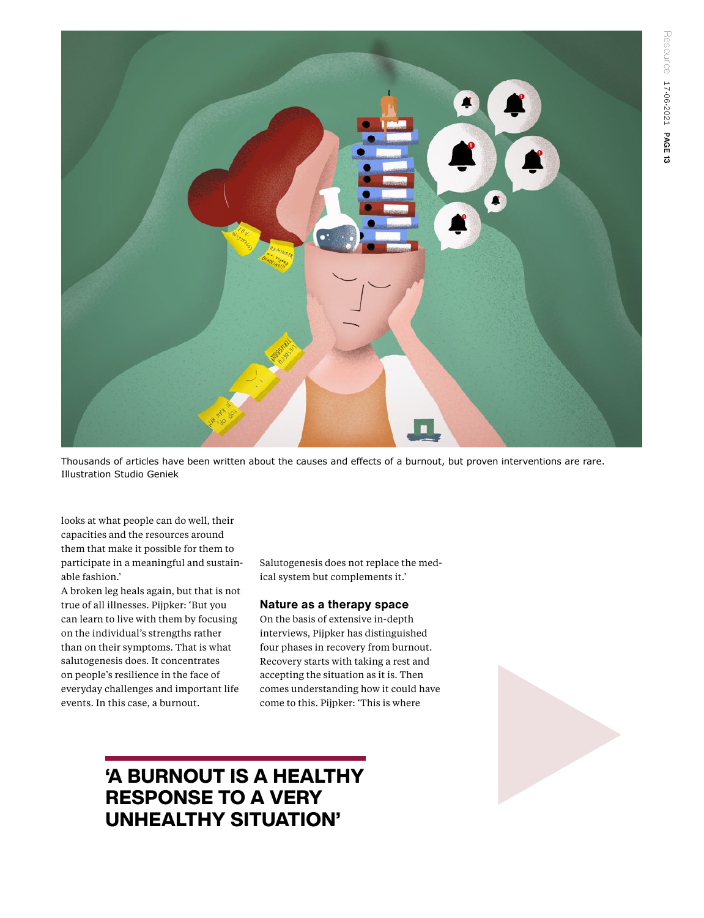Thousands of articles have been written about the causes and effects of a burnout, but proven interventions are rare. Illustration Studio Geniek

looks at what people can do well, their capacities and the resources around them that make it possible for them to participate in a meaningful and sustainable fashion.'

A broken leg heals again, but that is not true of all illnesses. Pijpker: 'But you can learn to live with them by focusing on the individual's strengths rather than on their symptoms. That is what salutogenesis does. It concentrates on people's resilience in the face of everyday challenges and important life events. In this case, a burnout. Salutogenesis does not replace the medical system but complements it.'

## Nature as a therapy space

On the basis of extensive in-depth interviews, Pijpker has distinguished four phases in recovery from burnout. Recovery starts with taking a rest and accepting the situation as it is. Then comes understanding how it could have come to this. Pijpker: 'This is where

**'A BURNOUT IS A HEALTHY RESPONSE TO A VERY UNHEALTHY SITUATION'**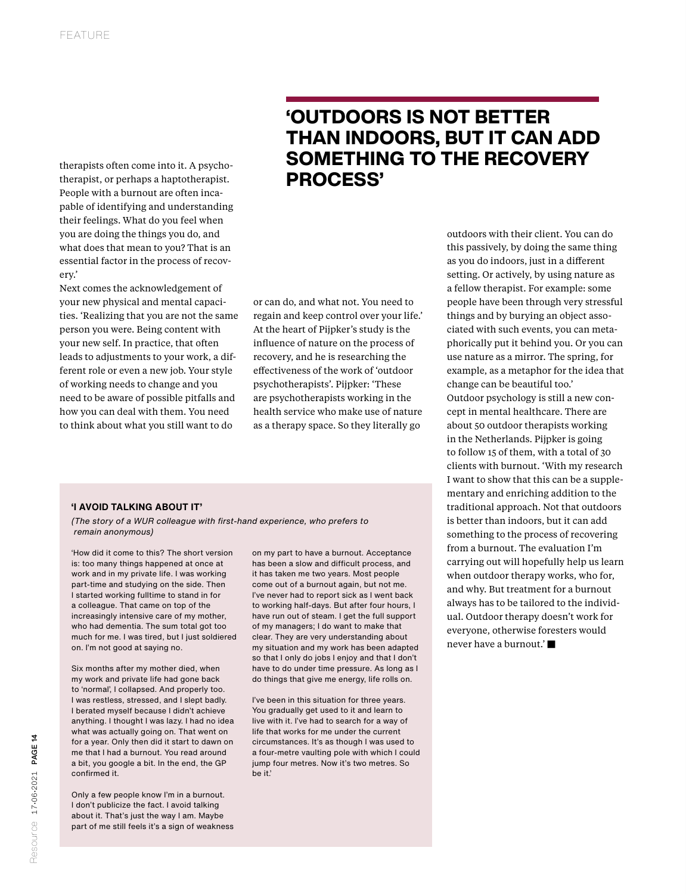therapists often come into it. A psychotherapist, or perhaps a haptotherapist. People with a burnout are often incapable of identifying and understanding their feelings. What do you feel when you are doing the things you do, and what does that mean to you? That is an essential factor in the process of recovery.'

Next comes the acknowledgement of your new physical and mental capacities. 'Realizing that you are not the same person you were. Being content with your new self. In practice, that often leads to adjustments to your work, a different role or even a new job. Your style of working needs to change and you need to be aware of possible pitfalls and how you can deal with them. You need to think about what you still want to do or can do, and what not. You need to regain and keep control over your life.'

## 'OUTDOORS IS NOT BETTER THAN INDOORS, BUT IT CAN ADD SOMETHING TO THE RECOVERY PROCESS'

At the heart of Pijpker's study is the influence of nature on the process of recovery, and he is researching the effectiveness of the work of 'outdoor psychotherapists'. Pijpker: 'These are psychotherapists working in the health service who make use of nature as a therapy space. So they literally go outdoors with their client. You can do this passively, by doing the same thing as you do indoors, just in a different setting. Or actively, by using nature as a fellow therapist. For example: some people have been through very stressful things and by burying an object associated with such events, you can metaphorically put it behind you. Or you can use nature as a mirror. The spring, for example, as a metaphor for the idea that change can be beautiful too.'

Outdoor psychology is still a new concept in mental healthcare. There are about 50 outdoor therapists working in the Netherlands. Pijpker is going to follow 15 of them, with a total of 30 clients with burnout. 'With my research I want to show that this can be a supplementary and enriching addition to the traditional approach. Not that outdoors is better than indoors, but it can add something to the process of recovering from a burnout. The evaluation I'm carrying out will hopefully help us learn when outdoor therapy works, who for, and why. But treatment for a burnout always has to be tailored to the individual. Outdoor therapy doesn't work for everyone, otherwise foresters would never have a burnout.' ■

### 'I AVOID TALKING ABOUT IT'

*(The story of a WUR colleague with first-hand experience, who prefers to remain anonymous)*

'How did it come to this? The short version is: too many things happened at once at work and in my private life. I was working part-time and studying on the side. Then I started working fulltime to stand in for a colleague. That came on top of the increasingly intensive care of my mother, who had dementia. The sum total got too much for me. I was tired, but I just soldiered on. I'm not good at saying no.

Six months after my mother died, when my work and private life had gone back to 'normal', I collapsed. And properly too. I was restless, stressed, and I slept badly. I berated myself because I didn't achieve anything. I thought I was lazy. I had no idea what was actually going on. That went on for a year. Only then did it start to dawn on me that I had a burnout. You read around a bit, you google a bit. In the end, the GP confirmed it.

Only a few people know I'm in a burnout. I don't publicize the fact. I avoid talking about it. That's just the way I am. Maybe part of me still feels it's a sign of weakness on my part to have a burnout. Acceptance has been a slow and difficult process, and it has taken me two years. Most people come out of a burnout again, but not me. I've never had to report sick as I went back to working half-days. But after four hours, I have run out of steam. I get the full support of my managers; I do want to make that clear. They are very understanding about my situation and my work has been adapted so that I only do jobs I enjoy and that I don't have to do under time pressure. As long as I do things that give me energy, life rolls on.

I've been in this situation for three years. You gradually get used to it and learn to live with it. I've had to search for a way of life that works for me under the current circumstances. It's as though I was used to a four-metre vaulting pole with which I could jump four metres. Now it's two metres. So be it.'